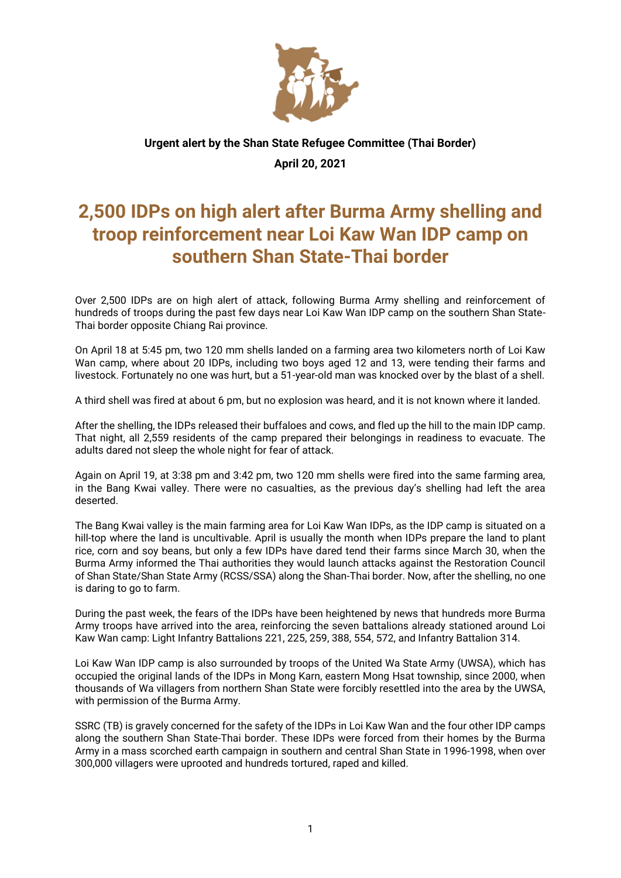**Urgent alert by the Shan State Refugee Committee (Thai Border)**

**April 20, 2021**

# 2,500 IDPs on high alert after Burma Army shelling and troop reinforcement near Loi Kaw Wan IDP camp on southern Shan State-Thai border

Over 2,500 IDPs are on high alert of attack, following Burma Army shelling and reinforcement of hundreds of troops during the past few days near Loi Kaw Wan IDP camp on the southern Shan State-Thai border opposite Chiang Rai province.

On April 18 at 5:45 pm, two 120 mm shells landed on a farming area two kilometers north of Loi Kaw Wan camp, where about 20 IDPs, including two boys aged 12 and 13, were tending their farms and livestock. Fortunately no one was hurt, but a 51-year-old man was knocked over by the blast of a shell.

A third shell was fired at about 6 pm, but no explosion was heard, and it is not known where it landed.

After the shelling, the IDPs released their buffaloes and cows, and fled up the hill to the main IDP camp. That night, all 2,559 residents of the camp prepared their belongings in readiness to evacuate. The adults dared not sleep the whole night for fear of attack.

Again on April 19, at 3:38 pm and 3:42 pm, two 120 mm shells were fired into the same farming area, in the Bang Kwai valley. There were no casualties, as the previous day's shelling had left the area deserted.

The Bang Kwai valley is the main farming area for Loi Kaw Wan IDPs, as the IDP camp is situated on a hill-top where the land is uncultivable. April is usually the month when IDPs prepare the land to plant rice, corn and soy beans, but only a few IDPs have dared tend their farms since March 30, when the Burma Army informed the Thai authorities they would launch attacks against the Restoration Council of Shan State/Shan State Army (RCSS/SSA) along the Shan-Thai border. Now, after the shelling, no one is daring to go to farm.

During the past week, the fears of the IDPs have been heightened by news that hundreds more Burma Army troops have arrived into the area, reinforcing the seven battalions already stationed around Loi Kaw Wan camp: Light Infantry Battalions 221, 225, 259, 388, 554, 572, and Infantry Battalion 314.

Loi Kaw Wan IDP camp is also surrounded by troops of the United Wa State Army (UWSA), which has occupied the original lands of the IDPs in Mong Karn, eastern Mong Hsat township, since 2000, when thousands of Wa villagers from northern Shan State were forcibly resettled into the area by the UWSA, with permission of the Burma Army.

SSRC (TB) is gravely concerned for the safety of the IDPs in Loi Kaw Wan and the four other IDP camps along the southern Shan State-Thai border. These IDPs were forced from their homes by the Burma Army in a mass scorched earth campaign in southern and central Shan State in 1996-1998, when over 300,000 villagers were uprooted and hundreds tortured, raped and killed.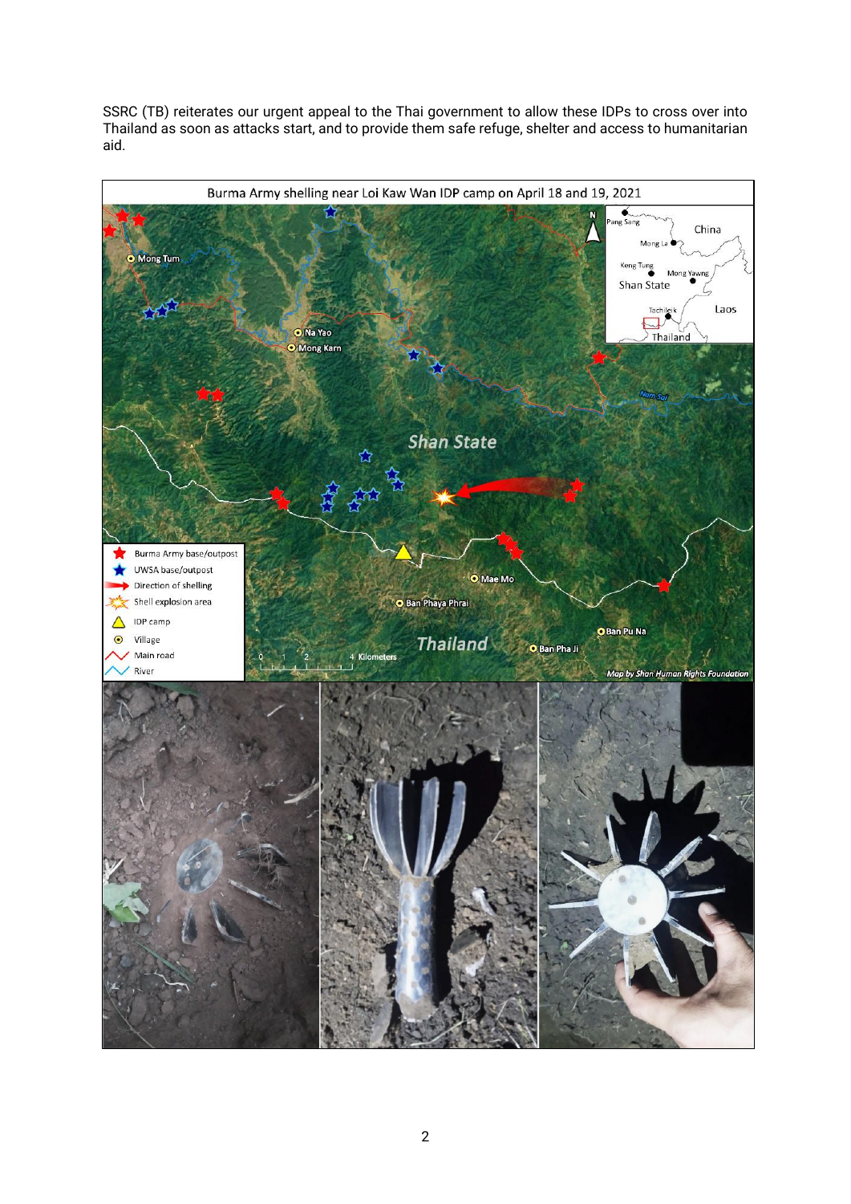SSRC (TB) reiterates our urgent appeal to the Thai government to allow these IDPs to cross over into Thailand as soon as attacks start, and to provide them safe refuge, shelter and access to humanitarian aid.

Burma Army shelling near Loi Kaw Wan IDP camp on April 18 and 19, 2021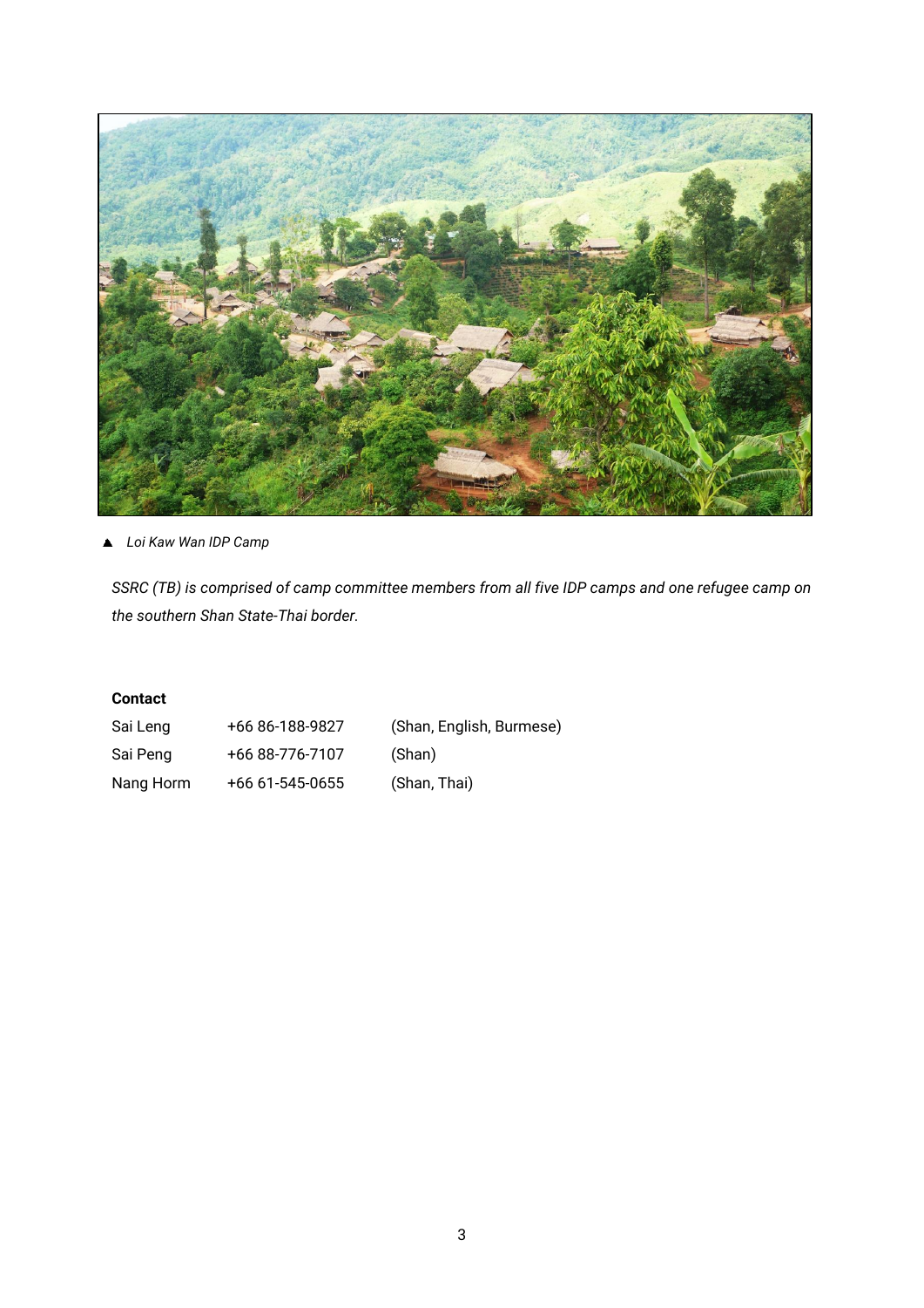▲ *Loi Kaw Wan IDP Camp*

*SSRC (TB) is comprised of camp committee members from all five IDP camps and one refugee camp on the southern Shan State-Thai border.*

**Contact**

| | | |
|---|---|---|
| Sai Leng | +66 86-188-9827 | (Shan, English, Burmese) |
| Sai Peng | +66 88-776-7107 | (Shan) |
| Nang Horm | +66 61-545-0655 | (Shan, Thai) |